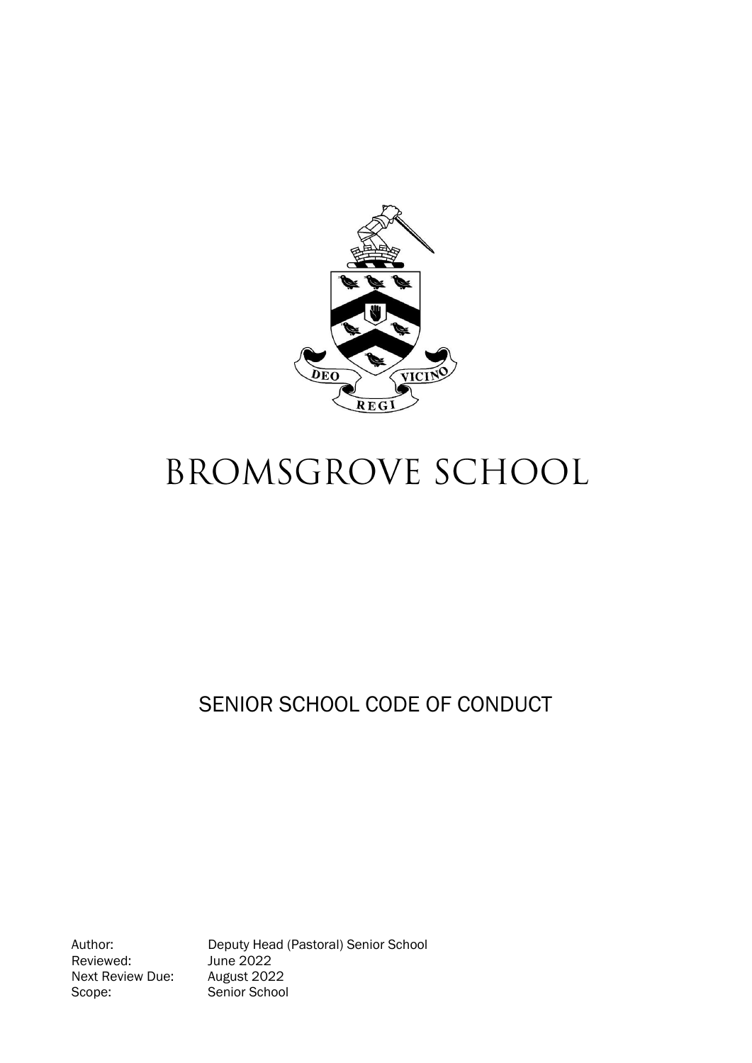# BROMSGROVE SCHOOL

## SENIOR SCHOOL CODE OF CONDUCT

| | |
|---|---|
| Author: | Deputy Head (Pastoral) Senior School |
| Reviewed: | June 2022 |
| Next Review Due: | August 2022 |
| Scope: | Senior School |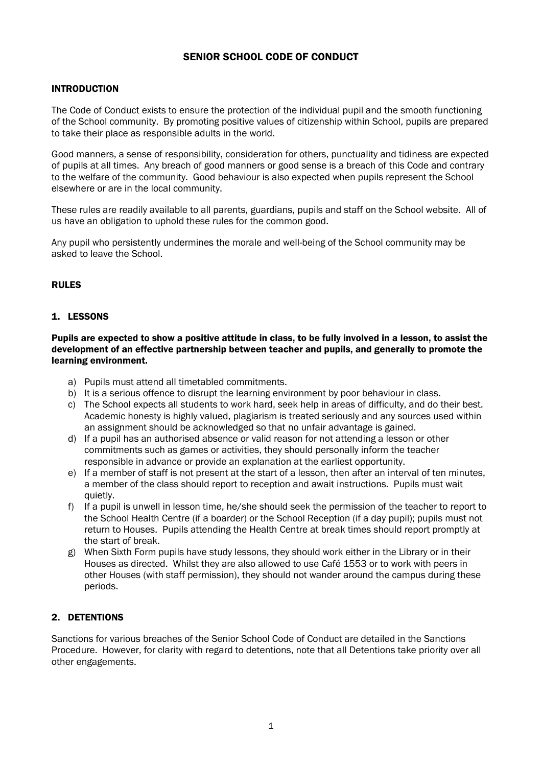# SENIOR SCHOOL CODE OF CONDUCT

## INTRODUCTION

The Code of Conduct exists to ensure the protection of the individual pupil and the smooth functioning of the School community. By promoting positive values of citizenship within School, pupils are prepared to take their place as responsible adults in the world.

Good manners, a sense of responsibility, consideration for others, punctuality and tidiness are expected of pupils at all times. Any breach of good manners or good sense is a breach of this Code and contrary to the welfare of the community. Good behaviour is also expected when pupils represent the School elsewhere or are in the local community.

These rules are readily available to all parents, guardians, pupils and staff on the School website. All of us have an obligation to uphold these rules for the common good.

Any pupil who persistently undermines the morale and well-being of the School community may be asked to leave the School.

## RULES

### 1. LESSONS

**Pupils are expected to show a positive attitude in class, to be fully involved in a lesson, to assist the development of an effective partnership between teacher and pupils, and generally to promote the learning environment.**

a) Pupils must attend all timetabled commitments.

b) It is a serious offence to disrupt the learning environment by poor behaviour in class.

c) The School expects all students to work hard, seek help in areas of difficulty, and do their best. Academic honesty is highly valued, plagiarism is treated seriously and any sources used within an assignment should be acknowledged so that no unfair advantage is gained.

d) If a pupil has an authorised absence or valid reason for not attending a lesson or other commitments such as games or activities, they should personally inform the teacher responsible in advance or provide an explanation at the earliest opportunity.

e) If a member of staff is not present at the start of a lesson, then after an interval of ten minutes, a member of the class should report to reception and await instructions. Pupils must wait quietly.

f) If a pupil is unwell in lesson time, he/she should seek the permission of the teacher to report to the School Health Centre (if a boarder) or the School Reception (if a day pupil); pupils must not return to Houses. Pupils attending the Health Centre at break times should report promptly at the start of break.

g) When Sixth Form pupils have study lessons, they should work either in the Library or in their Houses as directed. Whilst they are also allowed to use Café 1553 or to work with peers in other Houses (with staff permission), they should not wander around the campus during these periods.

### 2. DETENTIONS

Sanctions for various breaches of the Senior School Code of Conduct are detailed in the Sanctions Procedure. However, for clarity with regard to detentions, note that all Detentions take priority over all other engagements.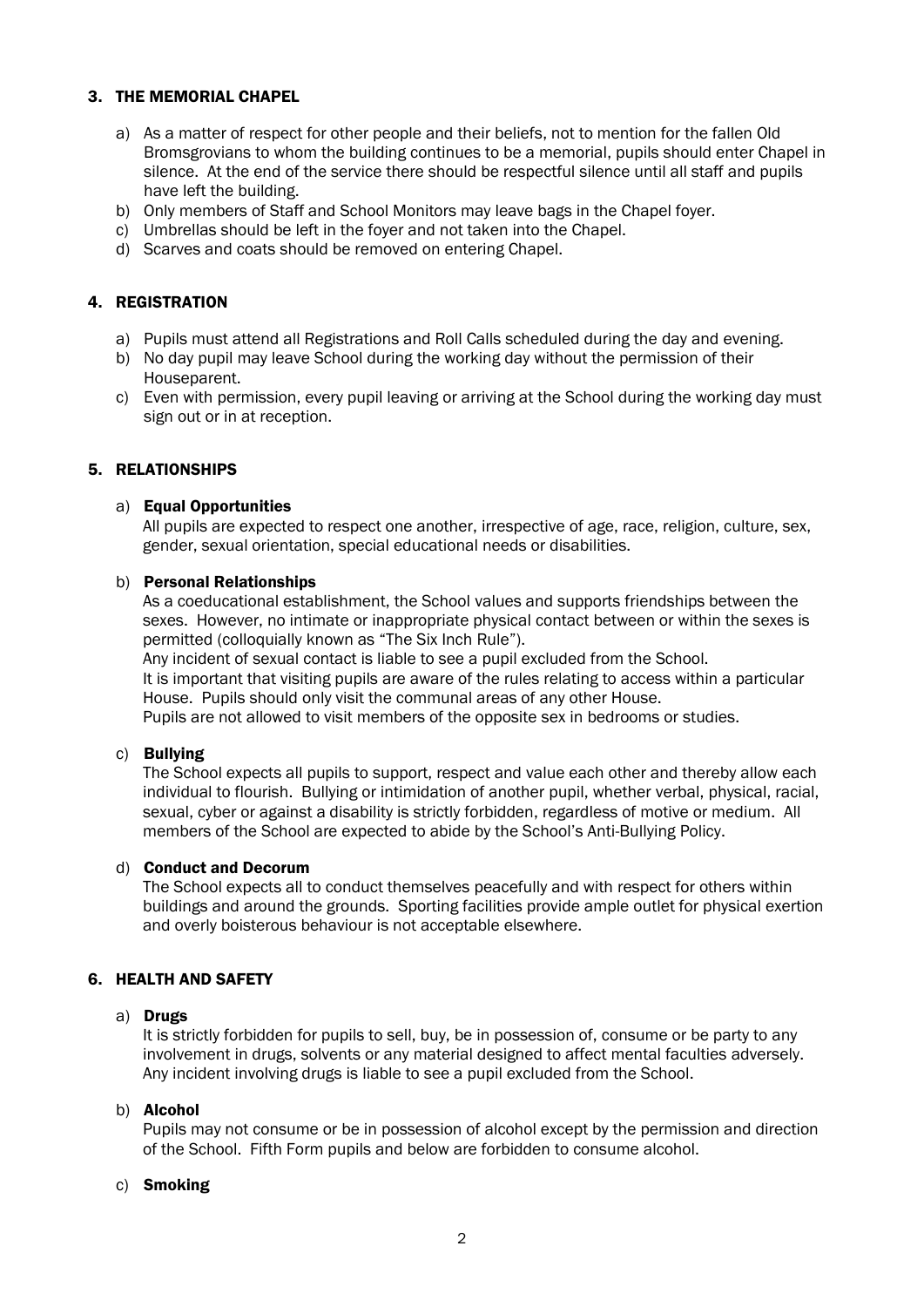## 3. THE MEMORIAL CHAPEL

a) As a matter of respect for other people and their beliefs, not to mention for the fallen Old Bromsgrovians to whom the building continues to be a memorial, pupils should enter Chapel in silence. At the end of the service there should be respectful silence until all staff and pupils have left the building.
b) Only members of Staff and School Monitors may leave bags in the Chapel foyer.
c) Umbrellas should be left in the foyer and not taken into the Chapel.
d) Scarves and coats should be removed on entering Chapel.

## 4. REGISTRATION

a) Pupils must attend all Registrations and Roll Calls scheduled during the day and evening.
b) No day pupil may leave School during the working day without the permission of their Houseparent.
c) Even with permission, every pupil leaving or arriving at the School during the working day must sign out or in at reception.

## 5. RELATIONSHIPS

a) **Equal Opportunities**

All pupils are expected to respect one another, irrespective of age, race, religion, culture, sex, gender, sexual orientation, special educational needs or disabilities.

b) **Personal Relationships**

As a coeducational establishment, the School values and supports friendships between the sexes. However, no intimate or inappropriate physical contact between or within the sexes is permitted (colloquially known as "The Six Inch Rule").
Any incident of sexual contact is liable to see a pupil excluded from the School.
It is important that visiting pupils are aware of the rules relating to access within a particular House. Pupils should only visit the communal areas of any other House.
Pupils are not allowed to visit members of the opposite sex in bedrooms or studies.

c) **Bullying**

The School expects all pupils to support, respect and value each other and thereby allow each individual to flourish. Bullying or intimidation of another pupil, whether verbal, physical, racial, sexual, cyber or against a disability is strictly forbidden, regardless of motive or medium. All members of the School are expected to abide by the School's Anti-Bullying Policy.

d) **Conduct and Decorum**

The School expects all to conduct themselves peacefully and with respect for others within buildings and around the grounds. Sporting facilities provide ample outlet for physical exertion and overly boisterous behaviour is not acceptable elsewhere.

## 6. HEALTH AND SAFETY

a) **Drugs**

It is strictly forbidden for pupils to sell, buy, be in possession of, consume or be party to any involvement in drugs, solvents or any material designed to affect mental faculties adversely. Any incident involving drugs is liable to see a pupil excluded from the School.

b) **Alcohol**

Pupils may not consume or be in possession of alcohol except by the permission and direction of the School. Fifth Form pupils and below are forbidden to consume alcohol.

c) **Smoking**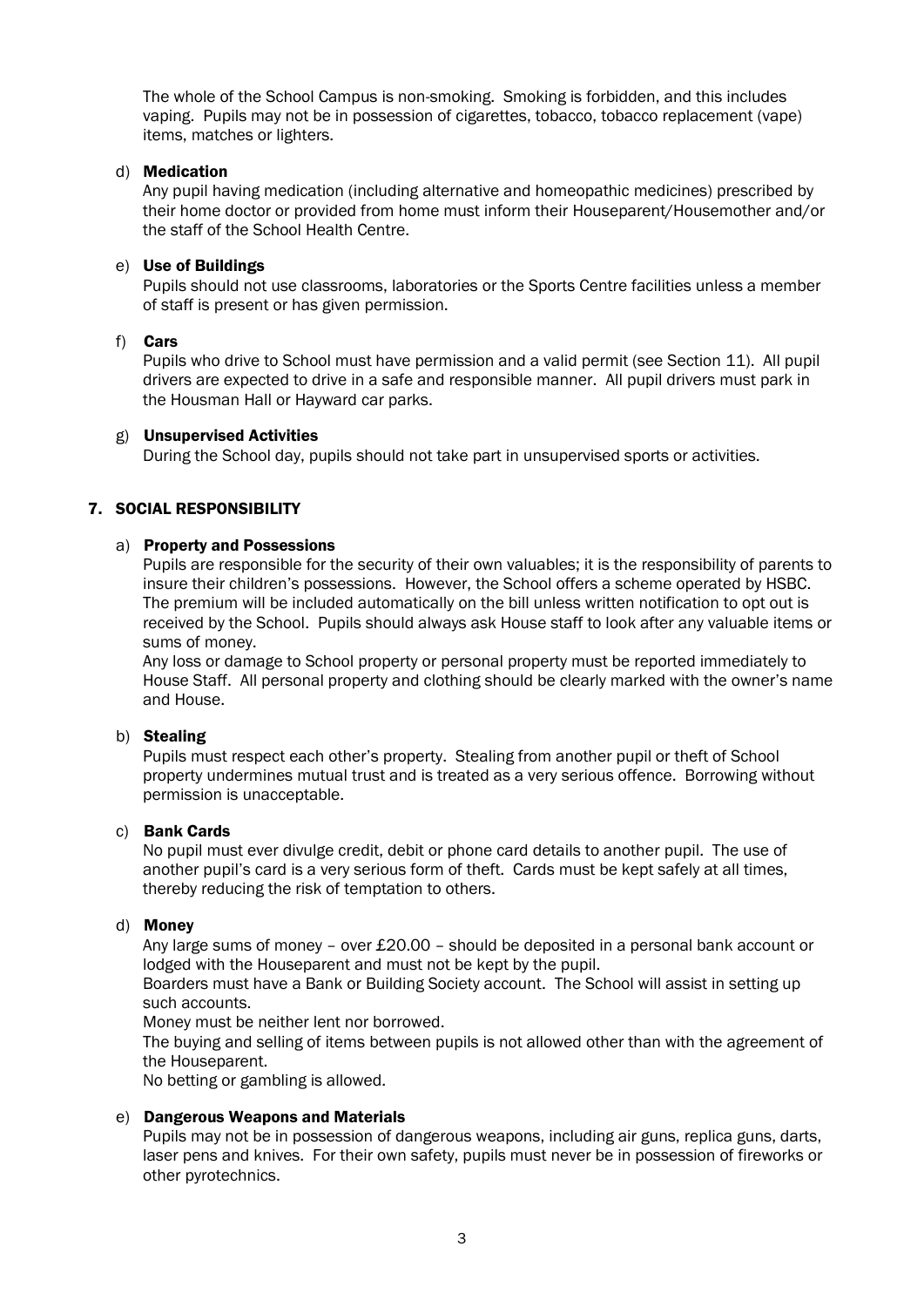The whole of the School Campus is non-smoking. Smoking is forbidden, and this includes vaping. Pupils may not be in possession of cigarettes, tobacco, tobacco replacement (vape) items, matches or lighters.

d) **Medication**
Any pupil having medication (including alternative and homeopathic medicines) prescribed by their home doctor or provided from home must inform their Houseparent/Housemother and/or the staff of the School Health Centre.

e) **Use of Buildings**
Pupils should not use classrooms, laboratories or the Sports Centre facilities unless a member of staff is present or has given permission.

f) **Cars**
Pupils who drive to School must have permission and a valid permit (see Section 11). All pupil drivers are expected to drive in a safe and responsible manner. All pupil drivers must park in the Housman Hall or Hayward car parks.

g) **Unsupervised Activities**
During the School day, pupils should not take part in unsupervised sports or activities.

## 7. SOCIAL RESPONSIBILITY

a) **Property and Possessions**
Pupils are responsible for the security of their own valuables; it is the responsibility of parents to insure their children's possessions. However, the School offers a scheme operated by HSBC. The premium will be included automatically on the bill unless written notification to opt out is received by the School. Pupils should always ask House staff to look after any valuable items or sums of money.
Any loss or damage to School property or personal property must be reported immediately to House Staff. All personal property and clothing should be clearly marked with the owner's name and House.

b) **Stealing**
Pupils must respect each other's property. Stealing from another pupil or theft of School property undermines mutual trust and is treated as a very serious offence. Borrowing without permission is unacceptable.

c) **Bank Cards**
No pupil must ever divulge credit, debit or phone card details to another pupil. The use of another pupil's card is a very serious form of theft. Cards must be kept safely at all times, thereby reducing the risk of temptation to others.

d) **Money**
Any large sums of money – over £20.00 – should be deposited in a personal bank account or lodged with the Houseparent and must not be kept by the pupil.
Boarders must have a Bank or Building Society account. The School will assist in setting up such accounts.
Money must be neither lent nor borrowed.
The buying and selling of items between pupils is not allowed other than with the agreement of the Houseparent.
No betting or gambling is allowed.

e) **Dangerous Weapons and Materials**
Pupils may not be in possession of dangerous weapons, including air guns, replica guns, darts, laser pens and knives. For their own safety, pupils must never be in possession of fireworks or other pyrotechnics.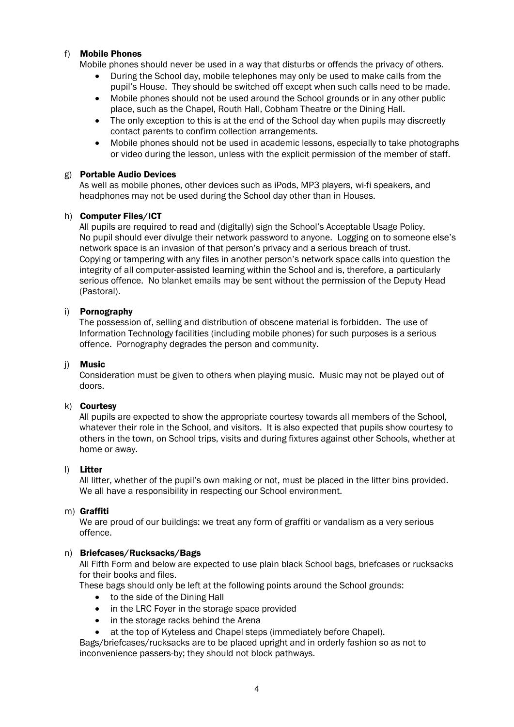f) **Mobile Phones**

Mobile phones should never be used in a way that disturbs or offends the privacy of others.

- During the School day, mobile telephones may only be used to make calls from the pupil's House. They should be switched off except when such calls need to be made.
- Mobile phones should not be used around the School grounds or in any other public place, such as the Chapel, Routh Hall, Cobham Theatre or the Dining Hall.
- The only exception to this is at the end of the School day when pupils may discreetly contact parents to confirm collection arrangements.
- Mobile phones should not be used in academic lessons, especially to take photographs or video during the lesson, unless with the explicit permission of the member of staff.

g) **Portable Audio Devices**

As well as mobile phones, other devices such as iPods, MP3 players, wi-fi speakers, and headphones may not be used during the School day other than in Houses.

h) **Computer Files/ICT**

All pupils are required to read and (digitally) sign the School's Acceptable Usage Policy. No pupil should ever divulge their network password to anyone. Logging on to someone else's network space is an invasion of that person's privacy and a serious breach of trust. Copying or tampering with any files in another person's network space calls into question the integrity of all computer-assisted learning within the School and is, therefore, a particularly serious offence. No blanket emails may be sent without the permission of the Deputy Head (Pastoral).

i) **Pornography**

The possession of, selling and distribution of obscene material is forbidden. The use of Information Technology facilities (including mobile phones) for such purposes is a serious offence. Pornography degrades the person and community.

j) **Music**

Consideration must be given to others when playing music. Music may not be played out of doors.

k) **Courtesy**

All pupils are expected to show the appropriate courtesy towards all members of the School, whatever their role in the School, and visitors. It is also expected that pupils show courtesy to others in the town, on School trips, visits and during fixtures against other Schools, whether at home or away.

l) **Litter**

All litter, whether of the pupil's own making or not, must be placed in the litter bins provided. We all have a responsibility in respecting our School environment.

m) **Graffiti**

We are proud of our buildings: we treat any form of graffiti or vandalism as a very serious offence.

n) **Briefcases/Rucksacks/Bags**

All Fifth Form and below are expected to use plain black School bags, briefcases or rucksacks for their books and files.

These bags should only be left at the following points around the School grounds:

- to the side of the Dining Hall
- in the LRC Foyer in the storage space provided
- in the storage racks behind the Arena
- at the top of Kyteless and Chapel steps (immediately before Chapel).

Bags/briefcases/rucksacks are to be placed upright and in orderly fashion so as not to inconvenience passers-by; they should not block pathways.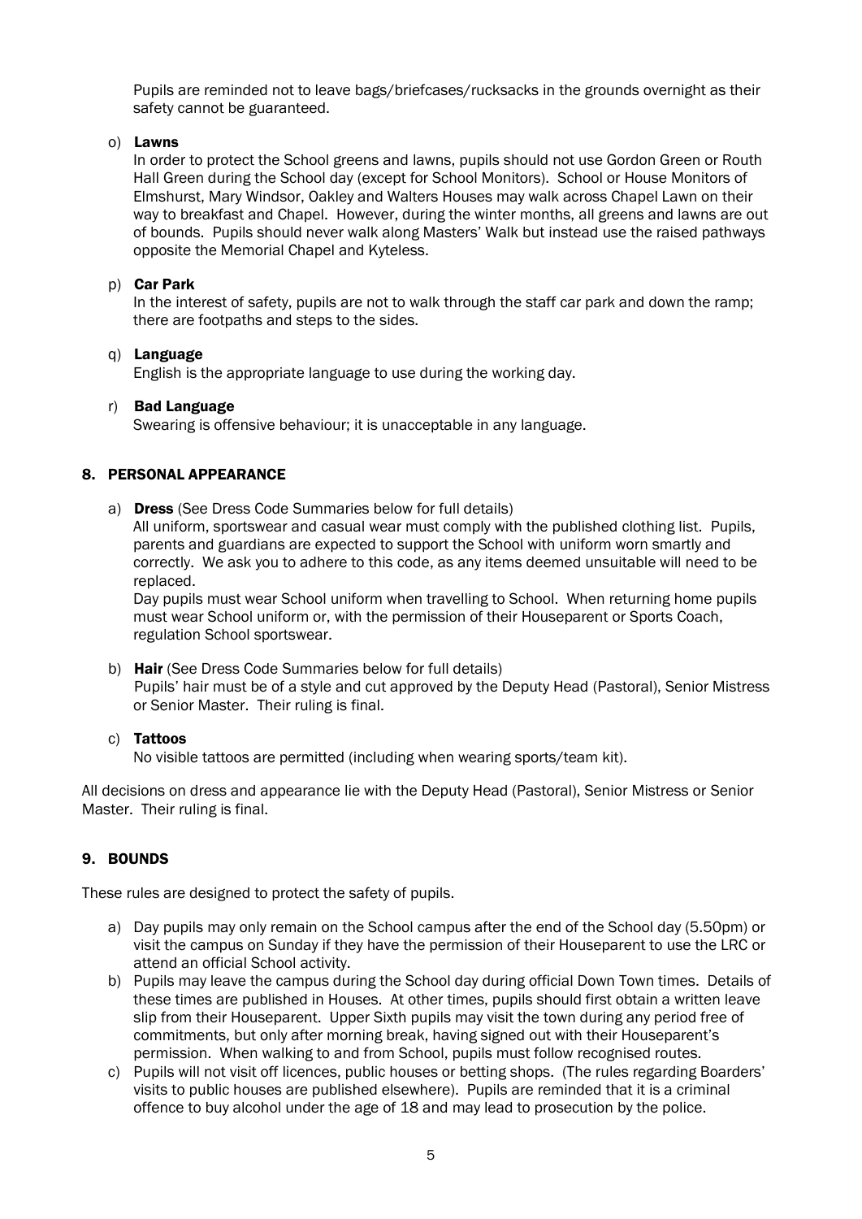Pupils are reminded not to leave bags/briefcases/rucksacks in the grounds overnight as their safety cannot be guaranteed.

o) **Lawns**
In order to protect the School greens and lawns, pupils should not use Gordon Green or Routh Hall Green during the School day (except for School Monitors). School or House Monitors of Elmshurst, Mary Windsor, Oakley and Walters Houses may walk across Chapel Lawn on their way to breakfast and Chapel. However, during the winter months, all greens and lawns are out of bounds. Pupils should never walk along Masters' Walk but instead use the raised pathways opposite the Memorial Chapel and Kyteless.

p) **Car Park**
In the interest of safety, pupils are not to walk through the staff car park and down the ramp; there are footpaths and steps to the sides.

q) **Language**
English is the appropriate language to use during the working day.

r) **Bad Language**
Swearing is offensive behaviour; it is unacceptable in any language.

## 8. PERSONAL APPEARANCE

a) **Dress** (See Dress Code Summaries below for full details)
All uniform, sportswear and casual wear must comply with the published clothing list. Pupils, parents and guardians are expected to support the School with uniform worn smartly and correctly. We ask you to adhere to this code, as any items deemed unsuitable will need to be replaced.
Day pupils must wear School uniform when travelling to School. When returning home pupils must wear School uniform or, with the permission of their Houseparent or Sports Coach, regulation School sportswear.

b) **Hair** (See Dress Code Summaries below for full details)
Pupils' hair must be of a style and cut approved by the Deputy Head (Pastoral), Senior Mistress or Senior Master. Their ruling is final.

c) **Tattoos**
No visible tattoos are permitted (including when wearing sports/team kit).

All decisions on dress and appearance lie with the Deputy Head (Pastoral), Senior Mistress or Senior Master. Their ruling is final.

## 9. BOUNDS

These rules are designed to protect the safety of pupils.

a) Day pupils may only remain on the School campus after the end of the School day (5.50pm) or visit the campus on Sunday if they have the permission of their Houseparent to use the LRC or attend an official School activity.
b) Pupils may leave the campus during the School day during official Down Town times. Details of these times are published in Houses. At other times, pupils should first obtain a written leave slip from their Houseparent. Upper Sixth pupils may visit the town during any period free of commitments, but only after morning break, having signed out with their Houseparent's permission. When walking to and from School, pupils must follow recognised routes.
c) Pupils will not visit off licences, public houses or betting shops. (The rules regarding Boarders' visits to public houses are published elsewhere). Pupils are reminded that it is a criminal offence to buy alcohol under the age of 18 and may lead to prosecution by the police.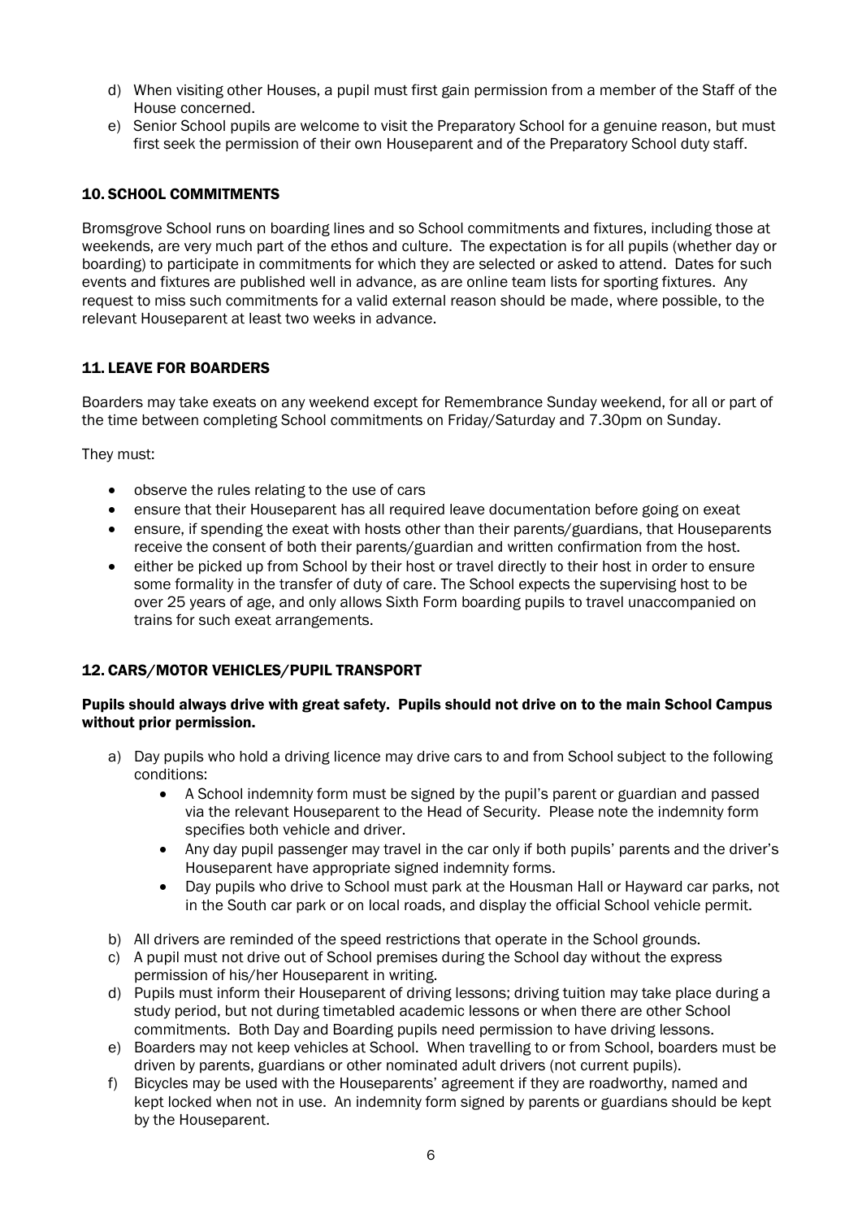d) When visiting other Houses, a pupil must first gain permission from a member of the Staff of the House concerned.
e) Senior School pupils are welcome to visit the Preparatory School for a genuine reason, but must first seek the permission of their own Houseparent and of the Preparatory School duty staff.

## 10. SCHOOL COMMITMENTS

Bromsgrove School runs on boarding lines and so School commitments and fixtures, including those at weekends, are very much part of the ethos and culture. The expectation is for all pupils (whether day or boarding) to participate in commitments for which they are selected or asked to attend. Dates for such events and fixtures are published well in advance, as are online team lists for sporting fixtures. Any request to miss such commitments for a valid external reason should be made, where possible, to the relevant Houseparent at least two weeks in advance.

## 11. LEAVE FOR BOARDERS

Boarders may take exeats on any weekend except for Remembrance Sunday weekend, for all or part of the time between completing School commitments on Friday/Saturday and 7.30pm on Sunday.

They must:

- observe the rules relating to the use of cars
- ensure that their Houseparent has all required leave documentation before going on exeat
- ensure, if spending the exeat with hosts other than their parents/guardians, that Houseparents receive the consent of both their parents/guardian and written confirmation from the host.
- either be picked up from School by their host or travel directly to their host in order to ensure some formality in the transfer of duty of care. The School expects the supervising host to be over 25 years of age, and only allows Sixth Form boarding pupils to travel unaccompanied on trains for such exeat arrangements.

## 12. CARS/MOTOR VEHICLES/PUPIL TRANSPORT

**Pupils should always drive with great safety. Pupils should not drive on to the main School Campus without prior permission.**

a) Day pupils who hold a driving licence may drive cars to and from School subject to the following conditions:
   - A School indemnity form must be signed by the pupil's parent or guardian and passed via the relevant Houseparent to the Head of Security. Please note the indemnity form specifies both vehicle and driver.
   - Any day pupil passenger may travel in the car only if both pupils' parents and the driver's Houseparent have appropriate signed indemnity forms.
   - Day pupils who drive to School must park at the Housman Hall or Hayward car parks, not in the South car park or on local roads, and display the official School vehicle permit.

b) All drivers are reminded of the speed restrictions that operate in the School grounds.
c) A pupil must not drive out of School premises during the School day without the express permission of his/her Houseparent in writing.
d) Pupils must inform their Houseparent of driving lessons; driving tuition may take place during a study period, but not during timetabled academic lessons or when there are other School commitments. Both Day and Boarding pupils need permission to have driving lessons.
e) Boarders may not keep vehicles at School. When travelling to or from School, boarders must be driven by parents, guardians or other nominated adult drivers (not current pupils).
f) Bicycles may be used with the Houseparents' agreement if they are roadworthy, named and kept locked when not in use. An indemnity form signed by parents or guardians should be kept by the Houseparent.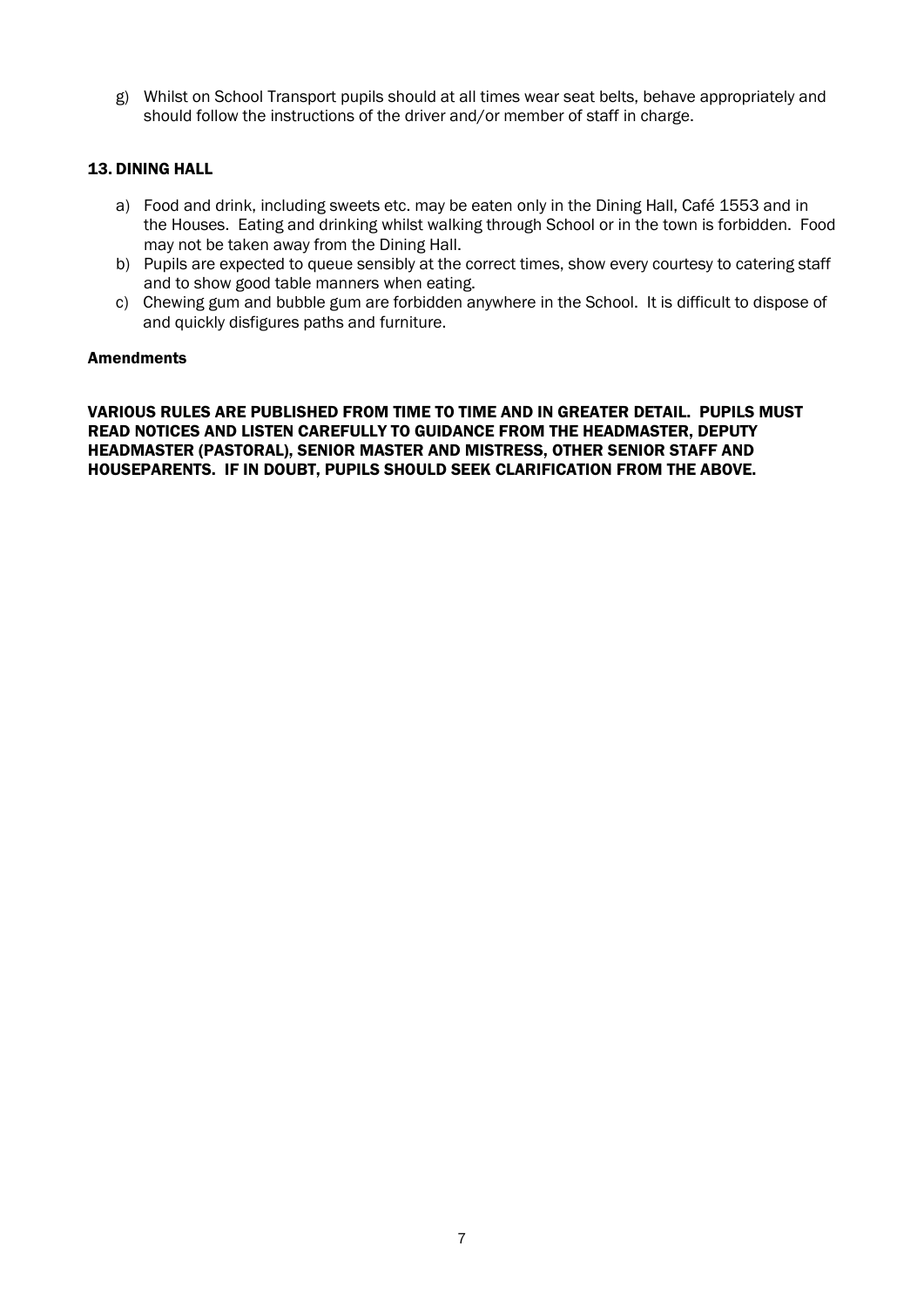g) Whilst on School Transport pupils should at all times wear seat belts, behave appropriately and should follow the instructions of the driver and/or member of staff in charge.

## 13. DINING HALL

a) Food and drink, including sweets etc. may be eaten only in the Dining Hall, Café 1553 and in the Houses. Eating and drinking whilst walking through School or in the town is forbidden. Food may not be taken away from the Dining Hall.
b) Pupils are expected to queue sensibly at the correct times, show every courtesy to catering staff and to show good table manners when eating.
c) Chewing gum and bubble gum are forbidden anywhere in the School. It is difficult to dispose of and quickly disfigures paths and furniture.

### Amendments

**VARIOUS RULES ARE PUBLISHED FROM TIME TO TIME AND IN GREATER DETAIL. PUPILS MUST READ NOTICES AND LISTEN CAREFULLY TO GUIDANCE FROM THE HEADMASTER, DEPUTY HEADMASTER (PASTORAL), SENIOR MASTER AND MISTRESS, OTHER SENIOR STAFF AND HOUSEPARENTS. IF IN DOUBT, PUPILS SHOULD SEEK CLARIFICATION FROM THE ABOVE.**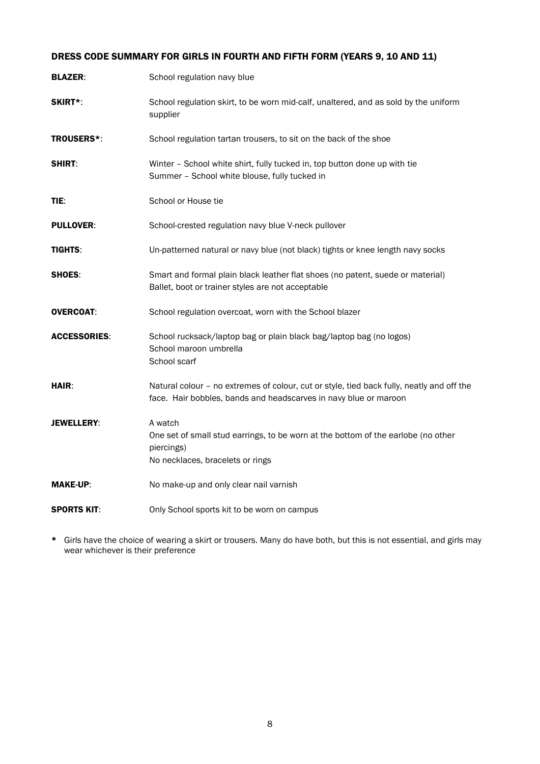## DRESS CODE SUMMARY FOR GIRLS IN FOURTH AND FIFTH FORM (YEARS 9, 10 AND 11)

| | |
|---|---|
| **BLAZER**: | School regulation navy blue |
| **SKIRT***: | School regulation skirt, to be worn mid-calf, unaltered, and as sold by the uniform supplier |
| **TROUSERS***: | School regulation tartan trousers, to sit on the back of the shoe |
| **SHIRT**: | Winter – School white shirt, fully tucked in, top button done up with tie<br>Summer – School white blouse, fully tucked in |
| **TIE**: | School or House tie |
| **PULLOVER**: | School-crested regulation navy blue V-neck pullover |
| **TIGHTS**: | Un-patterned natural or navy blue (not black) tights or knee length navy socks |
| **SHOES**: | Smart and formal plain black leather flat shoes (no patent, suede or material)<br>Ballet, boot or trainer styles are not acceptable |
| **OVERCOAT**: | School regulation overcoat, worn with the School blazer |
| **ACCESSORIES**: | School rucksack/laptop bag or plain black bag/laptop bag (no logos)<br>School maroon umbrella<br>School scarf |
| **HAIR**: | Natural colour – no extremes of colour, cut or style, tied back fully, neatly and off the face. Hair bobbles, bands and headscarves in navy blue or maroon |
| **JEWELLERY**: | A watch<br>One set of small stud earrings, to be worn at the bottom of the earlobe (no other piercings)<br>No necklaces, bracelets or rings |
| **MAKE-UP**: | No make-up and only clear nail varnish |
| **SPORTS KIT**: | Only School sports kit to be worn on campus |

* Girls have the choice of wearing a skirt or trousers. Many do have both, but this is not essential, and girls may wear whichever is their preference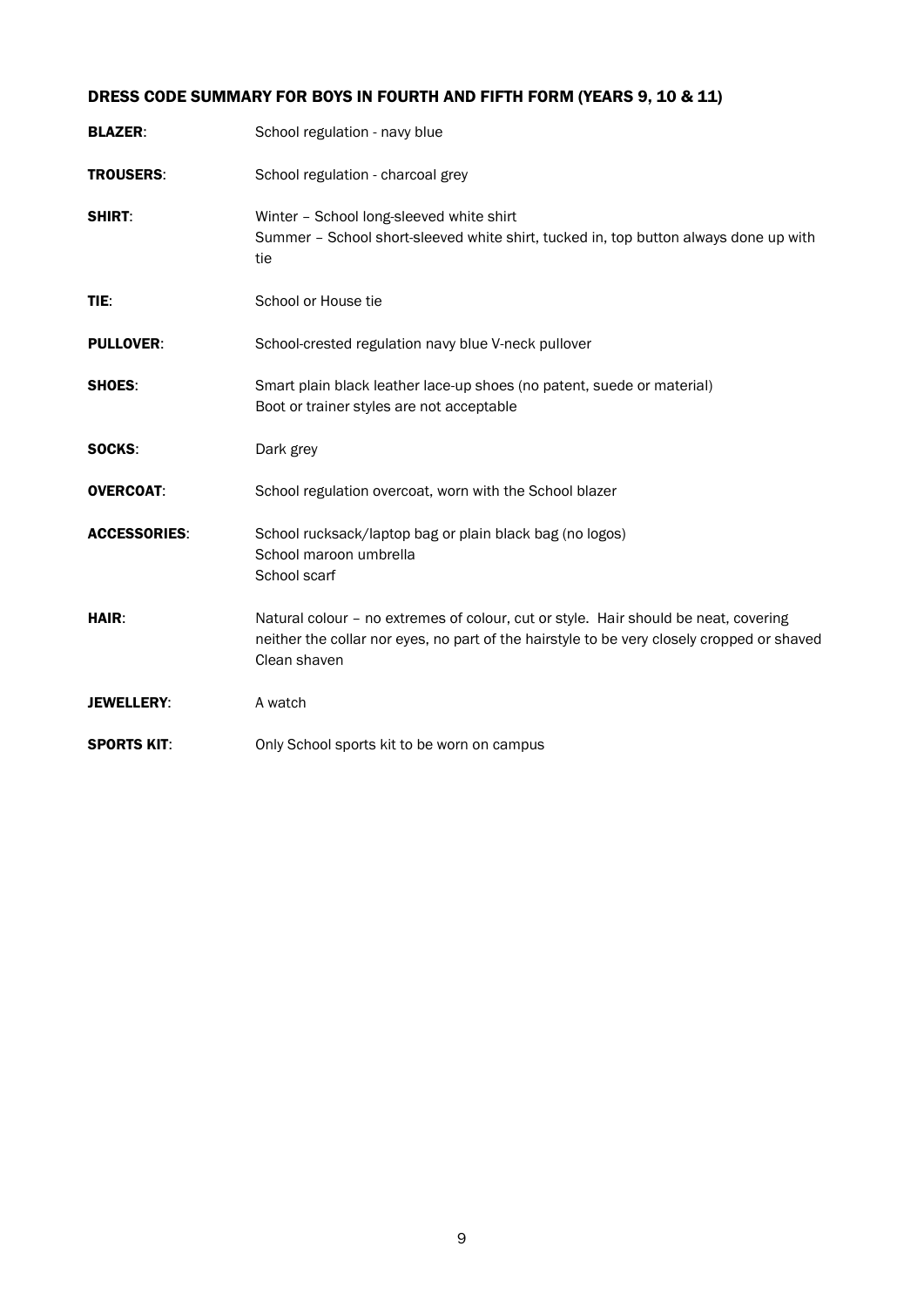## DRESS CODE SUMMARY FOR BOYS IN FOURTH AND FIFTH FORM (YEARS 9, 10 & 11)

| | |
|---|---|
| **BLAZER**: | School regulation - navy blue |
| **TROUSERS**: | School regulation - charcoal grey |
| **SHIRT**: | Winter – School long-sleeved white shirt<br>Summer – School short-sleeved white shirt, tucked in, top button always done up with tie |
| **TIE**: | School or House tie |
| **PULLOVER**: | School-crested regulation navy blue V-neck pullover |
| **SHOES**: | Smart plain black leather lace-up shoes (no patent, suede or material)<br>Boot or trainer styles are not acceptable |
| **SOCKS**: | Dark grey |
| **OVERCOAT**: | School regulation overcoat, worn with the School blazer |
| **ACCESSORIES**: | School rucksack/laptop bag or plain black bag (no logos)<br>School maroon umbrella<br>School scarf |
| **HAIR**: | Natural colour – no extremes of colour, cut or style. Hair should be neat, covering neither the collar nor eyes, no part of the hairstyle to be very closely cropped or shaved<br>Clean shaven |
| **JEWELLERY**: | A watch |
| **SPORTS KIT**: | Only School sports kit to be worn on campus |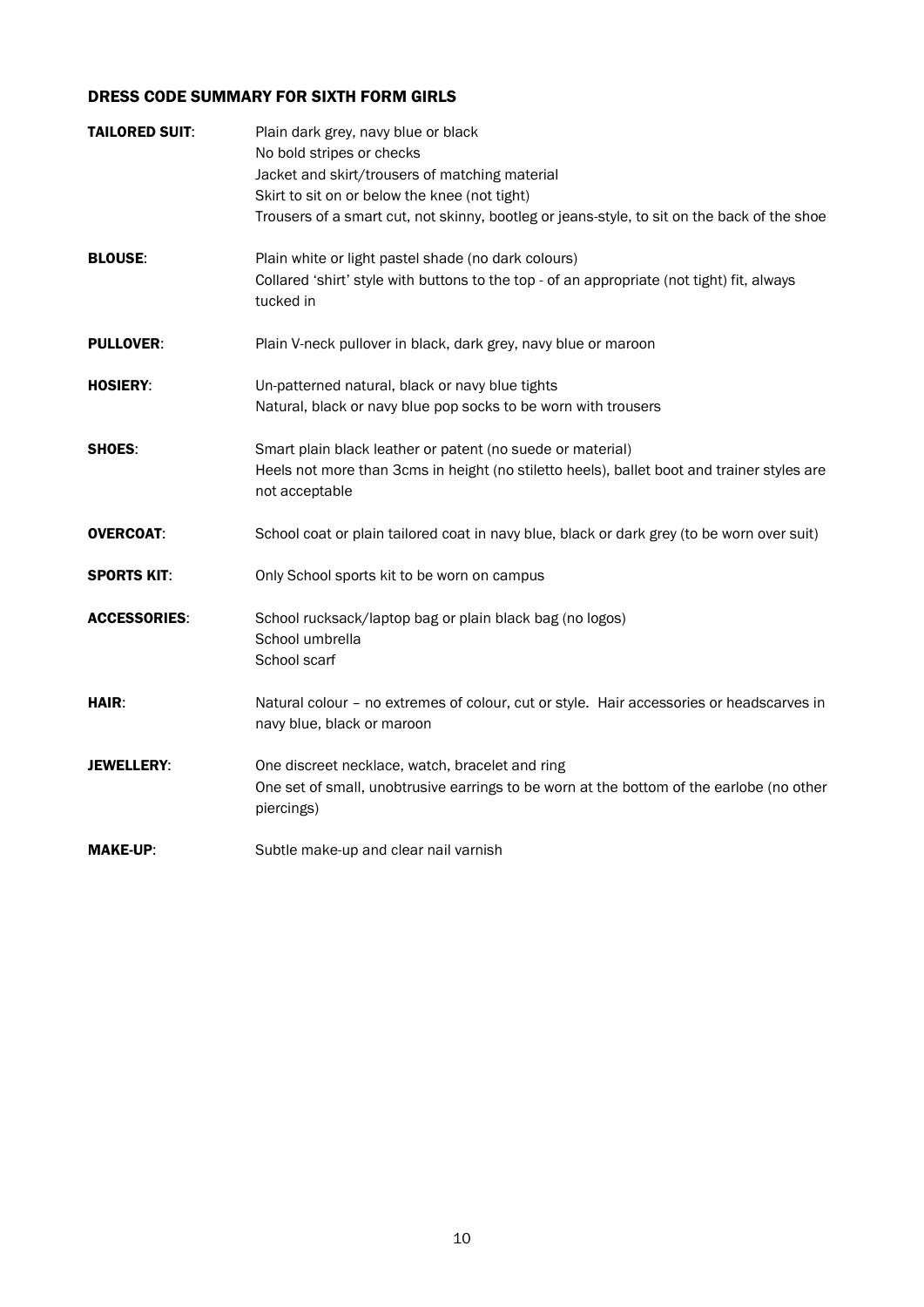## DRESS CODE SUMMARY FOR SIXTH FORM GIRLS

**TAILORED SUIT**:
Plain dark grey, navy blue or black
No bold stripes or checks
Jacket and skirt/trousers of matching material
Skirt to sit on or below the knee (not tight)
Trousers of a smart cut, not skinny, bootleg or jeans-style, to sit on the back of the shoe

**BLOUSE**:
Plain white or light pastel shade (no dark colours)
Collared 'shirt' style with buttons to the top - of an appropriate (not tight) fit, always tucked in

**PULLOVER**:
Plain V-neck pullover in black, dark grey, navy blue or maroon

**HOSIERY**:
Un-patterned natural, black or navy blue tights
Natural, black or navy blue pop socks to be worn with trousers

**SHOES**:
Smart plain black leather or patent (no suede or material)
Heels not more than 3cms in height (no stiletto heels), ballet boot and trainer styles are not acceptable

**OVERCOAT**:
School coat or plain tailored coat in navy blue, black or dark grey (to be worn over suit)

**SPORTS KIT**:
Only School sports kit to be worn on campus

**ACCESSORIES**:
School rucksack/laptop bag or plain black bag (no logos)
School umbrella
School scarf

**HAIR**:
Natural colour – no extremes of colour, cut or style. Hair accessories or headscarves in navy blue, black or maroon

**JEWELLERY**:
One discreet necklace, watch, bracelet and ring
One set of small, unobtrusive earrings to be worn at the bottom of the earlobe (no other piercings)

**MAKE-UP**:
Subtle make-up and clear nail varnish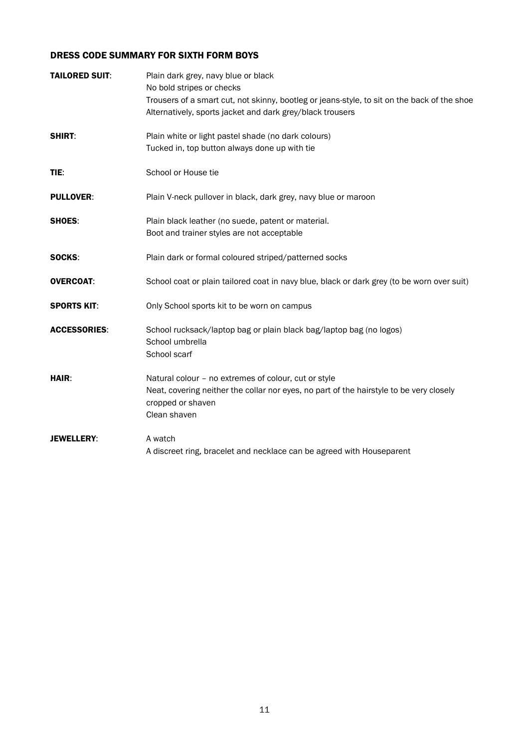### DRESS CODE SUMMARY FOR SIXTH FORM BOYS

| | |
|---|---|
| **TAILORED SUIT**: | Plain dark grey, navy blue or black<br>No bold stripes or checks<br>Trousers of a smart cut, not skinny, bootleg or jeans-style, to sit on the back of the shoe<br>Alternatively, sports jacket and dark grey/black trousers |
| **SHIRT**: | Plain white or light pastel shade (no dark colours)<br>Tucked in, top button always done up with tie |
| **TIE**: | School or House tie |
| **PULLOVER**: | Plain V-neck pullover in black, dark grey, navy blue or maroon |
| **SHOES**: | Plain black leather (no suede, patent or material.<br>Boot and trainer styles are not acceptable |
| **SOCKS**: | Plain dark or formal coloured striped/patterned socks |
| **OVERCOAT**: | School coat or plain tailored coat in navy blue, black or dark grey (to be worn over suit) |
| **SPORTS KIT**: | Only School sports kit to be worn on campus |
| **ACCESSORIES**: | School rucksack/laptop bag or plain black bag/laptop bag (no logos)<br>School umbrella<br>School scarf |
| **HAIR**: | Natural colour – no extremes of colour, cut or style<br>Neat, covering neither the collar nor eyes, no part of the hairstyle to be very closely cropped or shaven<br>Clean shaven |
| **JEWELLERY**: | A watch<br>A discreet ring, bracelet and necklace can be agreed with Houseparent |